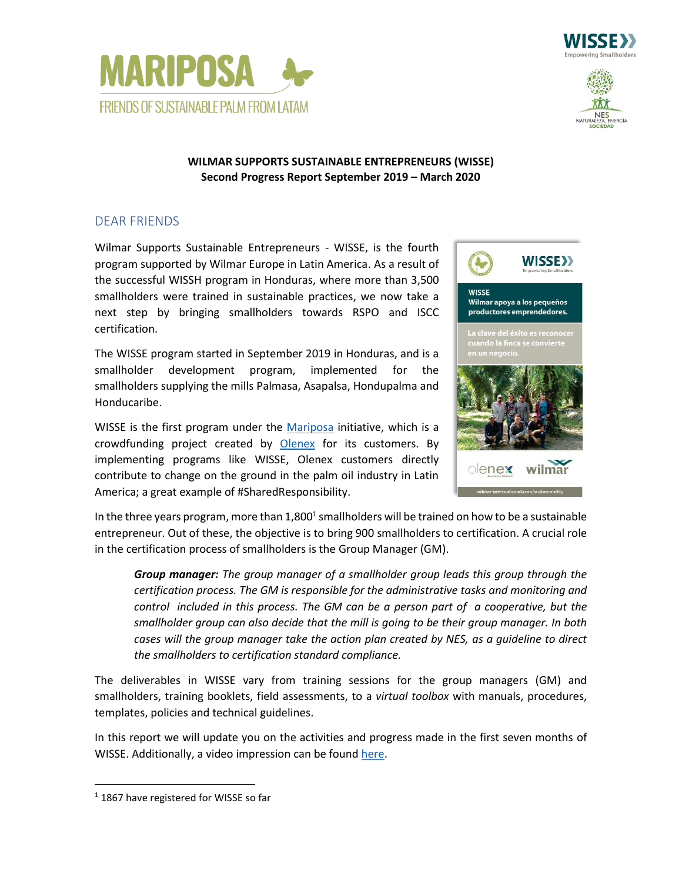# WILMAR SUPPORTS SUSTAINABLE ENTREPRENEURS (WISSE)

**Second Progress Report September 2019 – March 2020**

## DEAR FRIENDS

Wilmar Supports Sustainable Entrepreneurs - WISSE, is the fourth program supported by Wilmar Europe in Latin America. As a result of the successful WISSH program in Honduras, where more than 3,500 smallholders were trained in sustainable practices, we now take a next step by bringing smallholders towards RSPO and ISCC certification.

The WISSE program started in September 2019 in Honduras, and is a smallholder development program, implemented for the smallholders supplying the mills Palmasa, Asapalsa, Hondupalma and Honducaribe.

WISSE is the first program under the [Mariposa]() initiative, which is a crowdfunding project created by [Olenex]() for its customers. By implementing programs like WISSE, Olenex customers directly contribute to change on the ground in the palm oil industry in Latin America; a great example of #SharedResponsibility.

In the three years program, more than 1,800[1] smallholders will be trained on how to be a sustainable entrepreneur. Out of these, the objective is to bring 900 smallholders to certification. A crucial role in the certification process of smallholders is the Group Manager (GM).

> ***Group manager:*** *The group manager of a smallholder group leads this group through the certification process. The GM is responsible for the administrative tasks and monitoring and control included in this process. The GM can be a person part of a cooperative, but the smallholder group can also decide that the mill is going to be their group manager. In both cases will the group manager take the action plan created by NES, as a guideline to direct the smallholders to certification standard compliance.*

The deliverables in WISSE vary from training sessions for the group managers (GM) and smallholders, training booklets, field assessments, to a *virtual toolbox* with manuals, procedures, templates, policies and technical guidelines.

In this report we will update you on the activities and progress made in the first seven months of WISSE. Additionally, a video impression can be found [here]().

[1] 1867 have registered for WISSE so far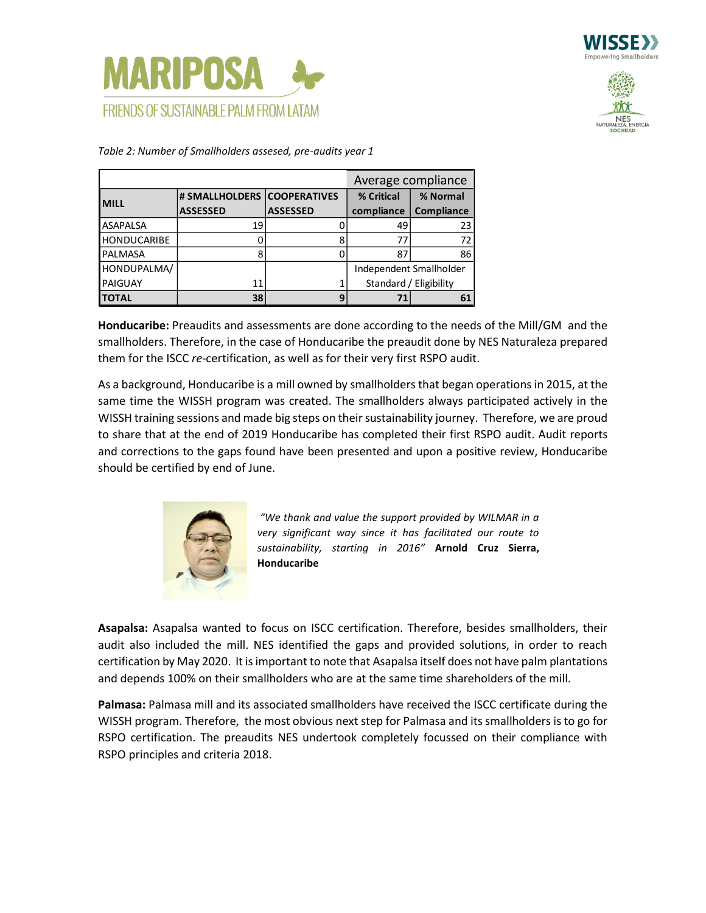*Table 2: Number of Smallholders assesed, pre-audits year 1*

| MILL | # SMALLHOLDERS ASSESSED | COOPERATIVES ASSESSED | Average compliance | |
|---|---|---|---|---|
| | | | **% Critical compliance** | **% Normal Compliance** |
| ASAPALSA | 19 | 0 | 49 | 23 |
| HONDUCARIBE | 0 | 8 | 77 | 72 |
| PALMASA | 8 | 0 | 87 | 86 |
| HONDUPALMA/ PAIGUAY | 11 | 1 | Independent Smallholder Standard / Eligibility | |
| **TOTAL** | **38** | **9** | **71** | **61** |

**Honducaribe:** Preaudits and assessments are done according to the needs of the Mill/GM and the smallholders. Therefore, in the case of Honducaribe the preaudit done by NES Naturaleza prepared them for the ISCC *re*-certification, as well as for their very first RSPO audit.

As a background, Honducaribe is a mill owned by smallholders that began operations in 2015, at the same time the WISSH program was created. The smallholders always participated actively in the WISSH training sessions and made big steps on their sustainability journey. Therefore, we are proud to share that at the end of 2019 Honducaribe has completed their first RSPO audit. Audit reports and corrections to the gaps found have been presented and upon a positive review, Honducaribe should be certified by end of June.

*"We thank and value the support provided by WILMAR in a very significant way since it has facilitated our route to sustainability, starting in 2016"* **Arnold Cruz Sierra, Honducaribe**

**Asapalsa:** Asapalsa wanted to focus on ISCC certification. Therefore, besides smallholders, their audit also included the mill. NES identified the gaps and provided solutions, in order to reach certification by May 2020. It is important to note that Asapalsa itself does not have palm plantations and depends 100% on their smallholders who are at the same time shareholders of the mill.

**Palmasa:** Palmasa mill and its associated smallholders have received the ISCC certificate during the WISSH program. Therefore, the most obvious next step for Palmasa and its smallholders is to go for RSPO certification. The preaudits NES undertook completely focussed on their compliance with RSPO principles and criteria 2018.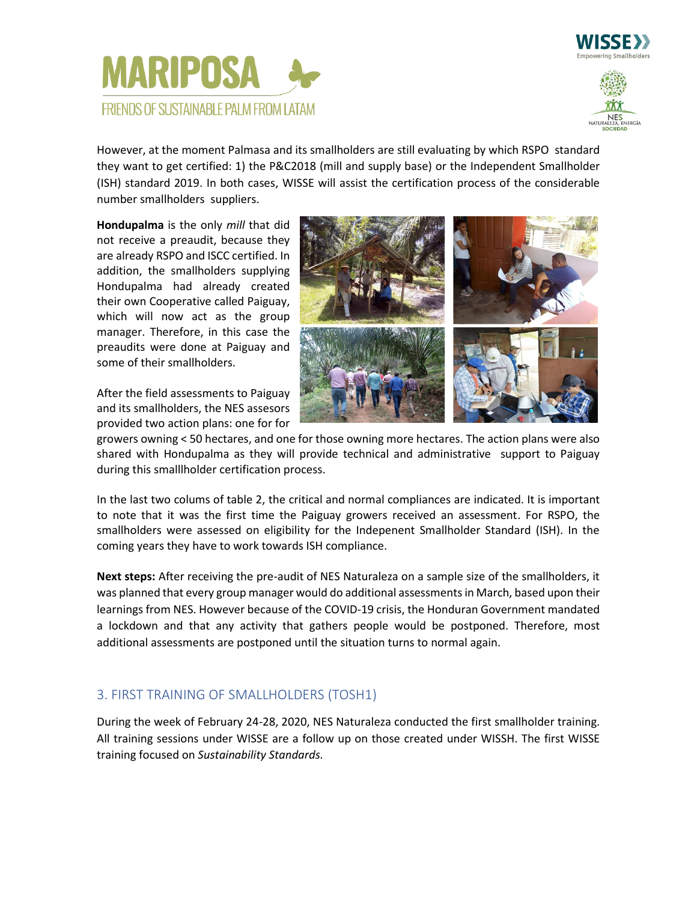However, at the moment Palmasa and its smallholders are still evaluating by which RSPO standard they want to get certified: 1) the P&C2018 (mill and supply base) or the Independent Smallholder (ISH) standard 2019. In both cases, WISSE will assist the certification process of the considerable number smallholders suppliers.

**Hondupalma** is the only *mill* that did not receive a preaudit, because they are already RSPO and ISCC certified. In addition, the smallholders supplying Hondupalma had already created their own Cooperative called Paiguay, which will now act as the group manager. Therefore, in this case the preaudits were done at Paiguay and some of their smallholders.

After the field assessments to Paiguay and its smallholders, the NES assesors provided two action plans: one for for growers owning < 50 hectares, and one for those owning more hectares. The action plans were also shared with Hondupalma as they will provide technical and administrative support to Paiguay during this smalllholder certification process.

In the last two colums of table 2, the critical and normal compliances are indicated. It is important to note that it was the first time the Paiguay growers received an assessment. For RSPO, the smallholders were assessed on eligibility for the Indepenent Smallholder Standard (ISH). In the coming years they have to work towards ISH compliance.

**Next steps:** After receiving the pre-audit of NES Naturaleza on a sample size of the smallholders, it was planned that every group manager would do additional assessments in March, based upon their learnings from NES. However because of the COVID-19 crisis, the Honduran Government mandated a lockdown and that any activity that gathers people would be postponed. Therefore, most additional assessments are postponed until the situation turns to normal again.

## 3. FIRST TRAINING OF SMALLHOLDERS (TOSH1)

During the week of February 24-28, 2020, NES Naturaleza conducted the first smallholder training. All training sessions under WISSE are a follow up on those created under WISSH. The first WISSE training focused on *Sustainability Standards.*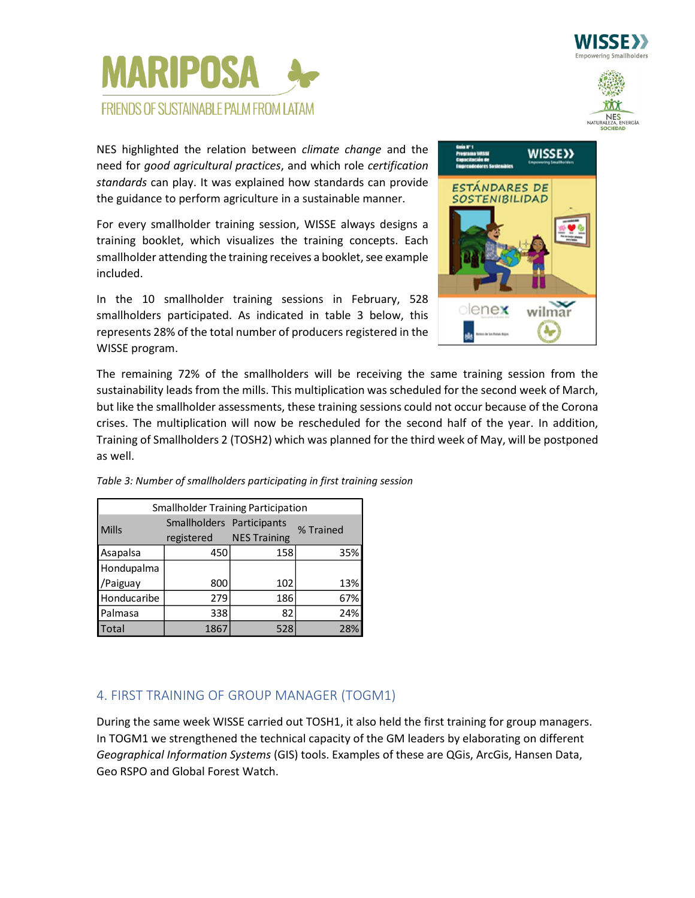NES highlighted the relation between *climate change* and the need for *good agricultural practices*, and which role *certification standards* can play. It was explained how standards can provide the guidance to perform agriculture in a sustainable manner.

For every smallholder training session, WISSE always designs a training booklet, which visualizes the training concepts. Each smallholder attending the training receives a booklet, see example included.

In the 10 smallholder training sessions in February, 528 smallholders participated. As indicated in table 3 below, this represents 28% of the total number of producers registered in the WISSE program.

The remaining 72% of the smallholders will be receiving the same training session from the sustainability leads from the mills. This multiplication was scheduled for the second week of March, but like the smallholder assessments, these training sessions could not occur because of the Corona crises. The multiplication will now be rescheduled for the second half of the year. In addition, Training of Smallholders 2 (TOSH2) which was planned for the third week of May, will be postponed as well.

*Table 3: Number of smallholders participating in first training session*

| Smallholder Training Participation | | | |
|---|---|---|---|
| Mills | Smallholders registered | Participants NES Training | % Trained |
| Asapalsa | 450 | 158 | 35% |
| Hondupalma /Paiguay | 800 | 102 | 13% |
| Honducaribe | 279 | 186 | 67% |
| Palmasa | 338 | 82 | 24% |
| Total | 1867 | 528 | 28% |

## 4. FIRST TRAINING OF GROUP MANAGER (TOGM1)

During the same week WISSE carried out TOSH1, it also held the first training for group managers. In TOGM1 we strengthened the technical capacity of the GM leaders by elaborating on different *Geographical Information Systems* (GIS) tools. Examples of these are QGis, ArcGis, Hansen Data, Geo RSPO and Global Forest Watch.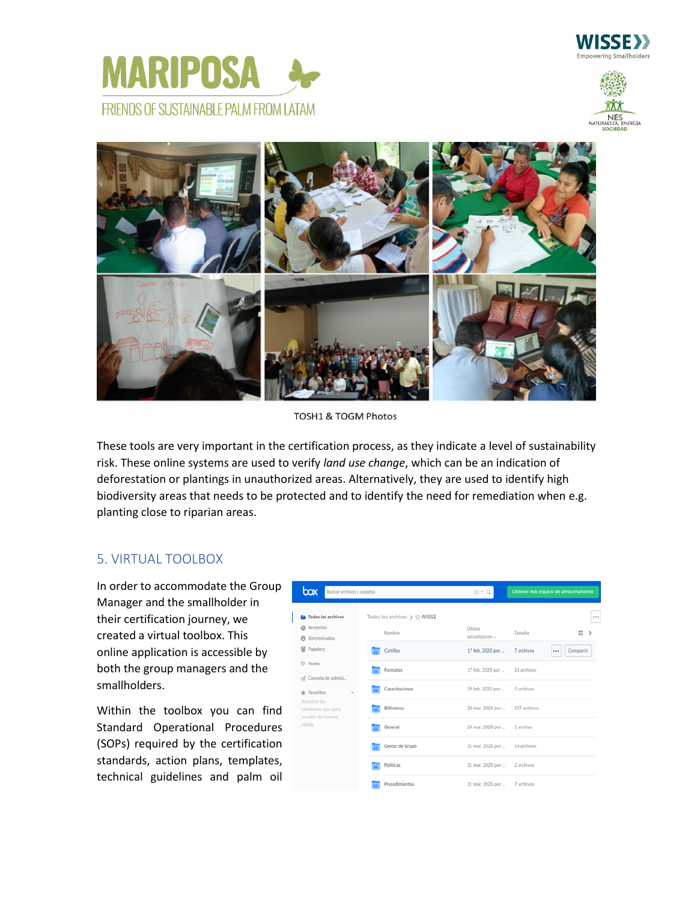TOSH1 & TOGM Photos

These tools are very important in the certification process, as they indicate a level of sustainability risk. These online systems are used to verify *land use change*, which can be an indication of deforestation or plantings in unauthorized areas. Alternatively, they are used to identify high biodiversity areas that needs to be protected and to identify the need for remediation when e.g. planting close to riparian areas.

## 5. VIRTUAL TOOLBOX

In order to accommodate the Group Manager and the smallholder in their certification journey, we created a virtual toolbox. This online application is accessible by both the group managers and the smallholders.

Within the toolbox you can find Standard Operational Procedures (SOPs) required by the certification standards, action plans, templates, technical guidelines and palm oil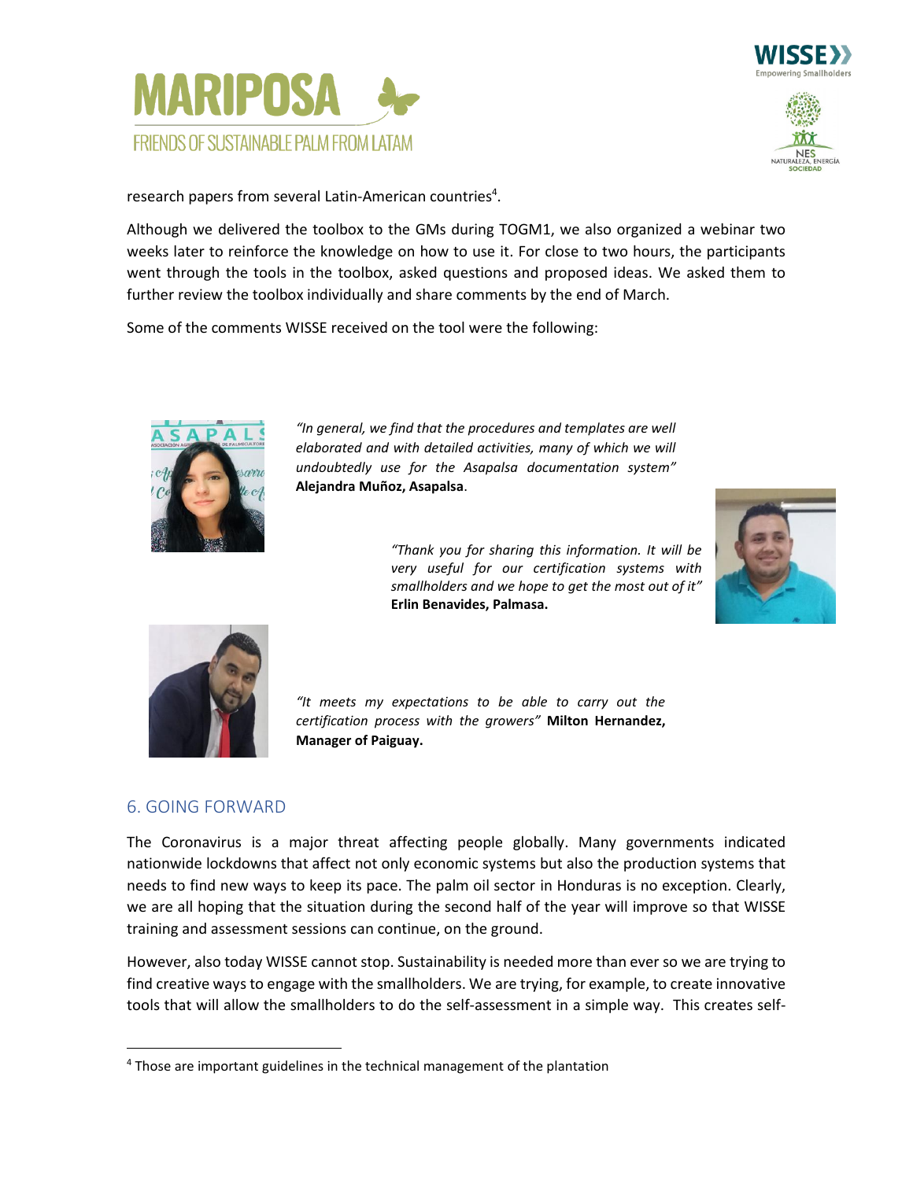research papers from several Latin-American countries[4].

Although we delivered the toolbox to the GMs during TOGM1, we also organized a webinar two weeks later to reinforce the knowledge on how to use it. For close to two hours, the participants went through the tools in the toolbox, asked questions and proposed ideas. We asked them to further review the toolbox individually and share comments by the end of March.

Some of the comments WISSE received on the tool were the following:

*"In general, we find that the procedures and templates are well elaborated and with detailed activities, many of which we will undoubtedly use for the Asapalsa documentation system"* **Alejandra Muñoz, Asapalsa**.

*"Thank you for sharing this information. It will be very useful for our certification systems with smallholders and we hope to get the most out of it"* **Erlin Benavides, Palmasa.**

*"It meets my expectations to be able to carry out the certification process with the growers"* **Milton Hernandez, Manager of Paiguay.**

## 6. GOING FORWARD

The Coronavirus is a major threat affecting people globally. Many governments indicated nationwide lockdowns that affect not only economic systems but also the production systems that needs to find new ways to keep its pace. The palm oil sector in Honduras is no exception. Clearly, we are all hoping that the situation during the second half of the year will improve so that WISSE training and assessment sessions can continue, on the ground.

However, also today WISSE cannot stop. Sustainability is needed more than ever so we are trying to find creative ways to engage with the smallholders. We are trying, for example, to create innovative tools that will allow the smallholders to do the self-assessment in a simple way. This creates self-

[4] Those are important guidelines in the technical management of the plantation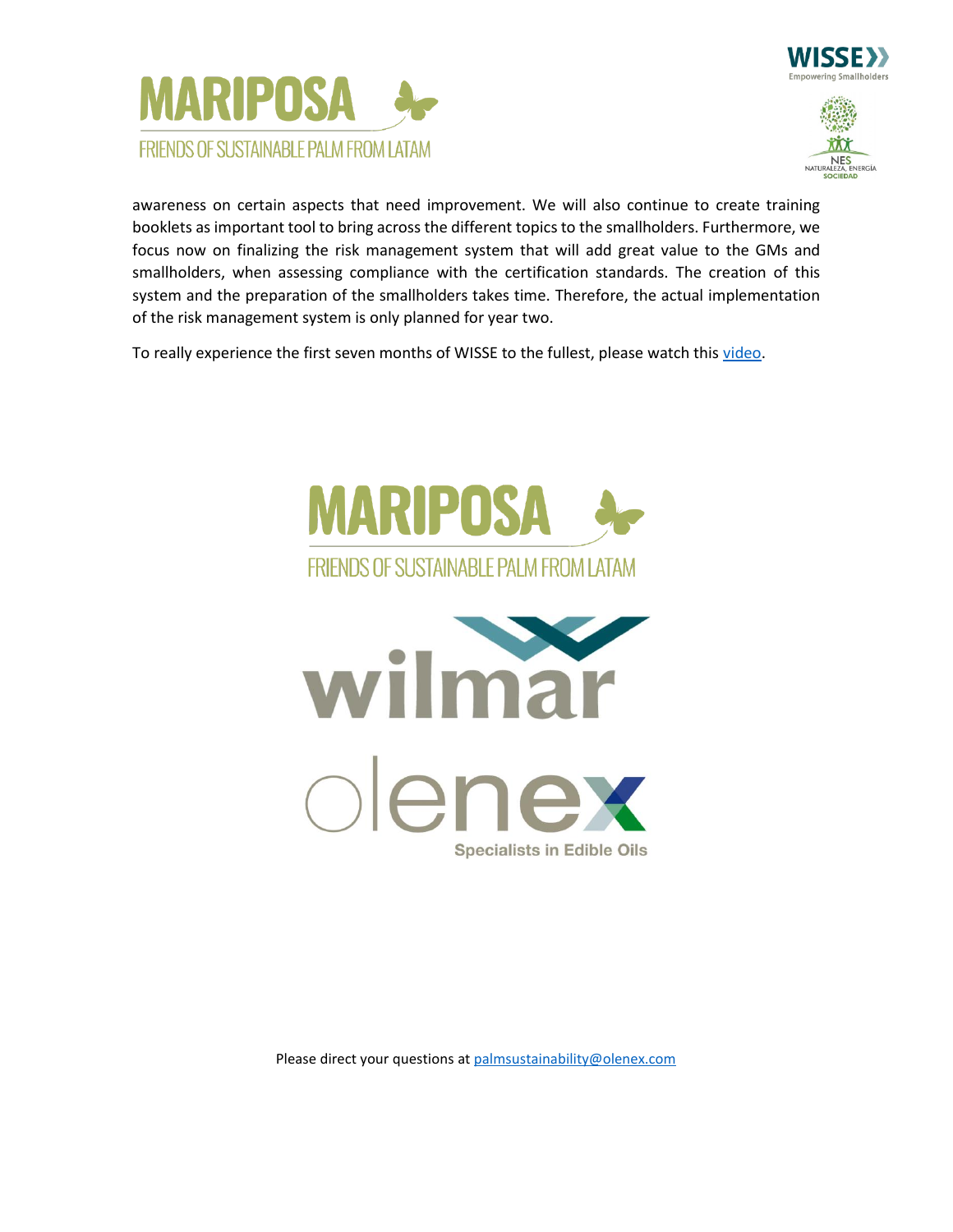awareness on certain aspects that need improvement. We will also continue to create training booklets as important tool to bring across the different topics to the smallholders. Furthermore, we focus now on finalizing the risk management system that will add great value to the GMs and smallholders, when assessing compliance with the certification standards. The creation of this system and the preparation of the smallholders takes time. Therefore, the actual implementation of the risk management system is only planned for year two.

To really experience the first seven months of WISSE to the fullest, please watch this [video](#).

Please direct your questions at [palmsustainability@olenex.com](mailto:palmsustainability@olenex.com)